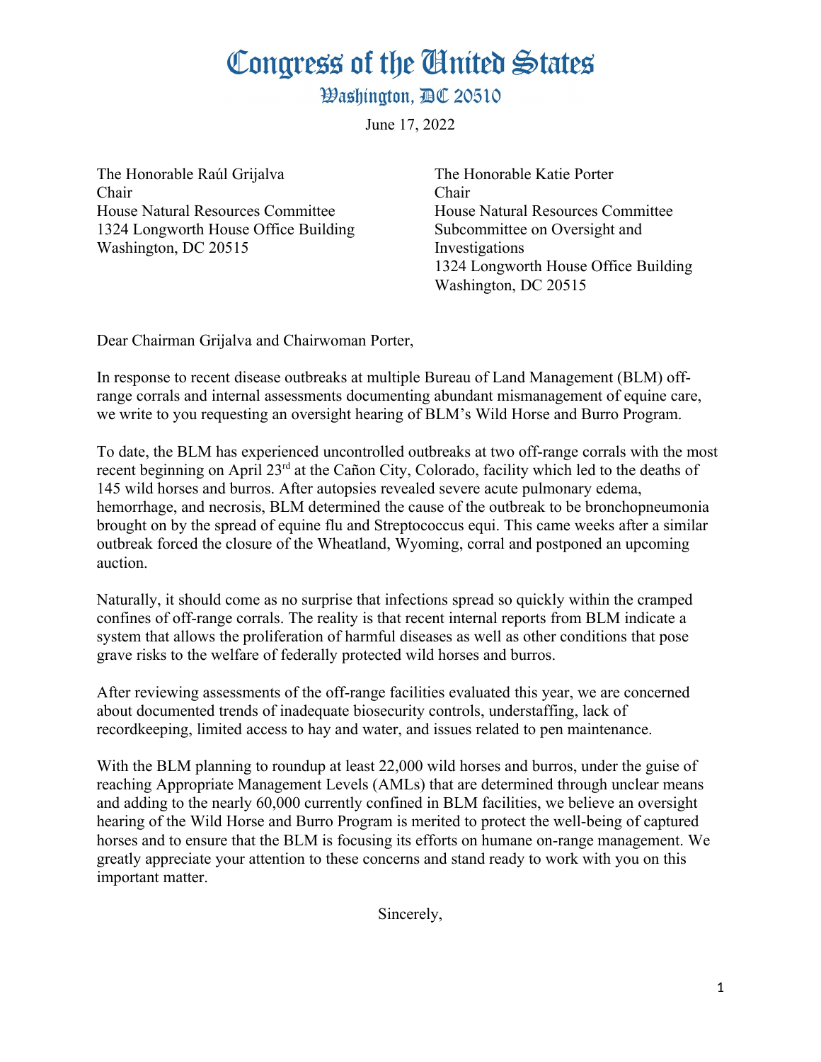# Congress of the United States

## Washington, DC 20510

June 17, 2022

The Honorable Raúl Grijalva
Chair
House Natural Resources Committee
1324 Longworth House Office Building
Washington, DC 20515

The Honorable Katie Porter
Chair
House Natural Resources Committee
Subcommittee on Oversight and Investigations
1324 Longworth House Office Building
Washington, DC 20515

Dear Chairman Grijalva and Chairwoman Porter,

In response to recent disease outbreaks at multiple Bureau of Land Management (BLM) off-range corrals and internal assessments documenting abundant mismanagement of equine care, we write to you requesting an oversight hearing of BLM's Wild Horse and Burro Program.

To date, the BLM has experienced uncontrolled outbreaks at two off-range corrals with the most recent beginning on April 23rd at the Cañon City, Colorado, facility which led to the deaths of 145 wild horses and burros. After autopsies revealed severe acute pulmonary edema, hemorrhage, and necrosis, BLM determined the cause of the outbreak to be bronchopneumonia brought on by the spread of equine flu and Streptococcus equi. This came weeks after a similar outbreak forced the closure of the Wheatland, Wyoming, corral and postponed an upcoming auction.

Naturally, it should come as no surprise that infections spread so quickly within the cramped confines of off-range corrals. The reality is that recent internal reports from BLM indicate a system that allows the proliferation of harmful diseases as well as other conditions that pose grave risks to the welfare of federally protected wild horses and burros.

After reviewing assessments of the off-range facilities evaluated this year, we are concerned about documented trends of inadequate biosecurity controls, understaffing, lack of recordkeeping, limited access to hay and water, and issues related to pen maintenance.

With the BLM planning to roundup at least 22,000 wild horses and burros, under the guise of reaching Appropriate Management Levels (AMLs) that are determined through unclear means and adding to the nearly 60,000 currently confined in BLM facilities, we believe an oversight hearing of the Wild Horse and Burro Program is merited to protect the well-being of captured horses and to ensure that the BLM is focusing its efforts on humane on-range management. We greatly appreciate your attention to these concerns and stand ready to work with you on this important matter.

Sincerely,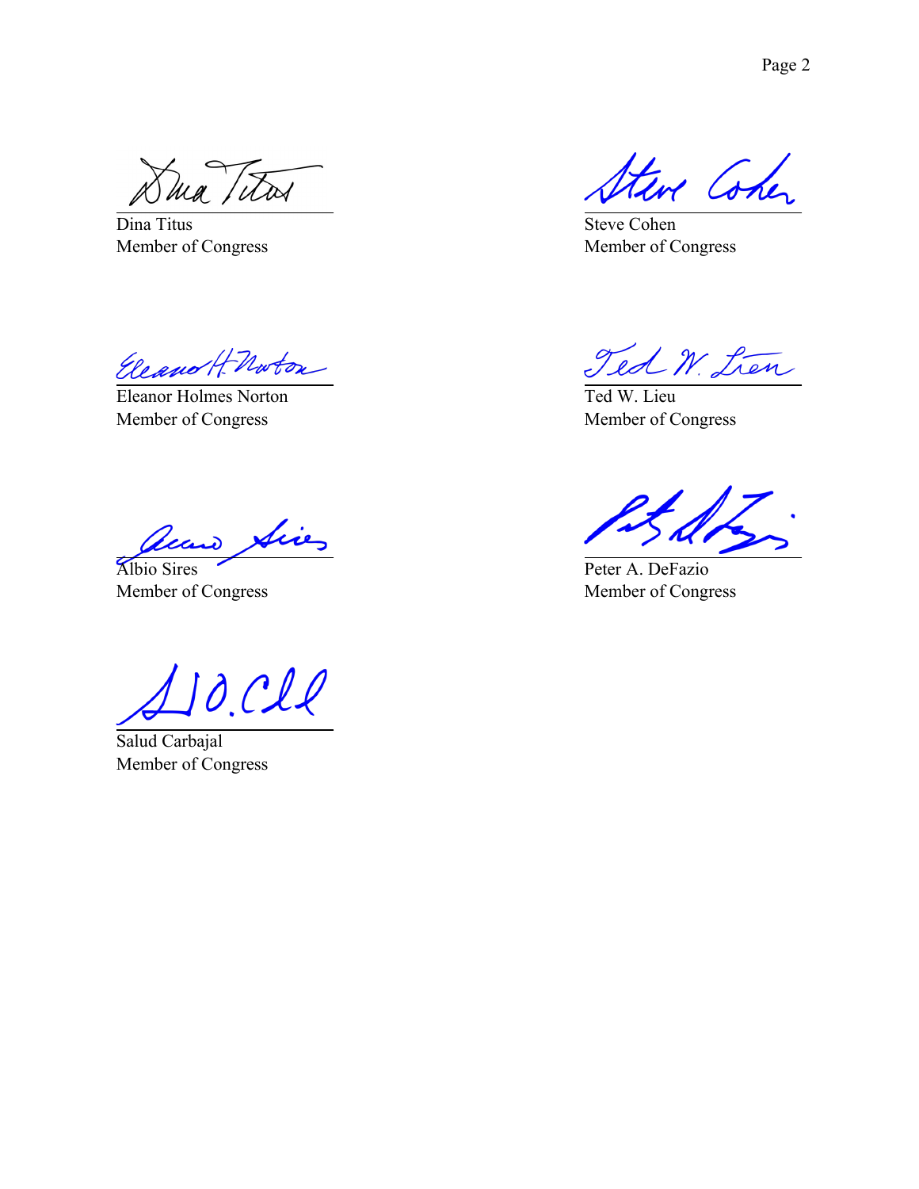Dina Titus
Member of Congress

Steve Cohen
Member of Congress

Eleanor Holmes Norton
Member of Congress

Ted W. Lieu
Member of Congress

Albio Sires
Member of Congress

Peter A. DeFazio
Member of Congress

Salud Carbajal
Member of Congress